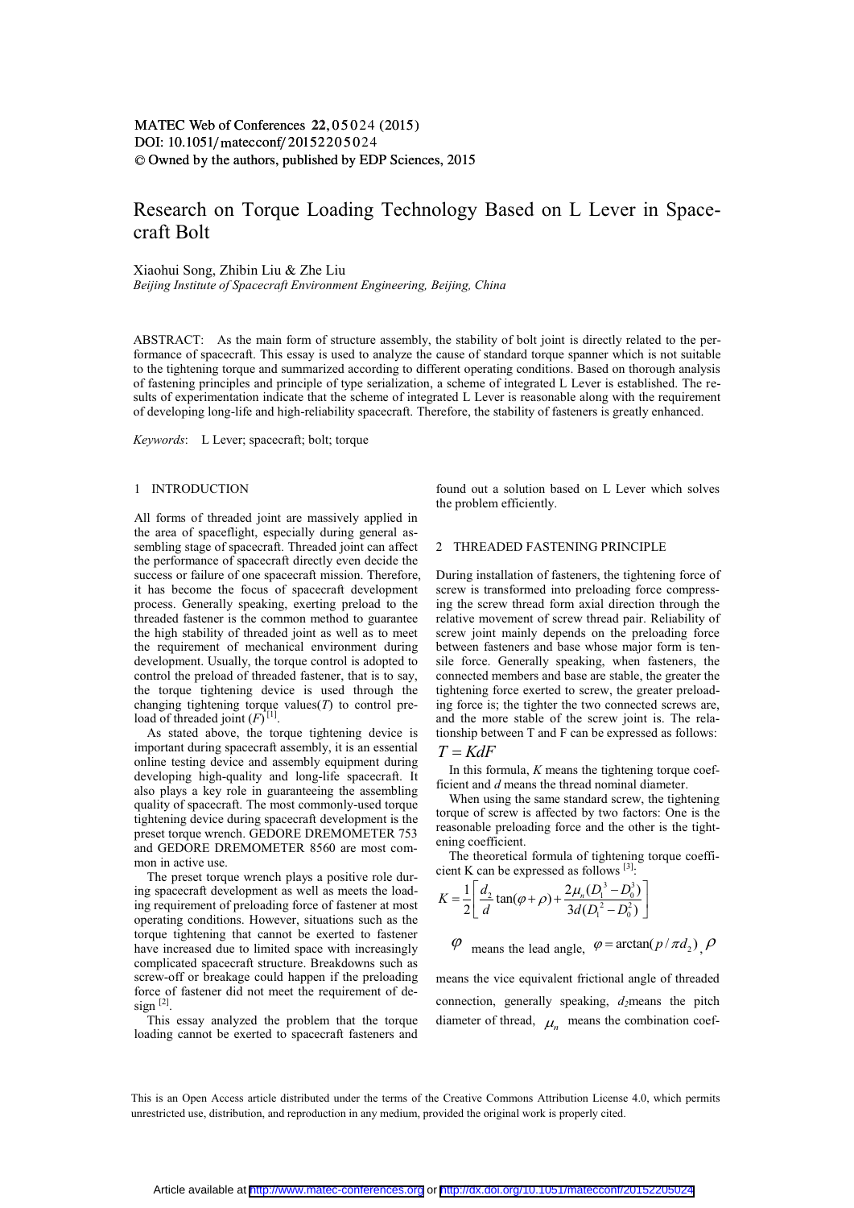# Research on Torque Loading Technology Based on L Lever in Spacecraft Bolt

Xiaohui Song, Zhibin Liu & Zhe Liu

*Beijing Institute of Spacecraft Environment Engineering, Beijing, China*

ABSTRACT: As the main form of structure assembly, the stability of bolt joint is directly related to the performance of spacecraft. This essay is used to analyze the cause of standard torque spanner which is not suitable to the tightening torque and summarized according to different operating conditions. Based on thorough analysis of fastening principles and principle of type serialization, a scheme of integrated L Lever is established. The results of experimentation indicate that the scheme of integrated L Lever is reasonable along with the requirement of developing long-life and high-reliability spacecraft. Therefore, the stability of fasteners is greatly enhanced.

*Keywords*: L Lever; spacecraft; bolt; torque

## 1 INTRODUCTION

All forms of threaded joint are massively applied in the area of spaceflight, especially during general assembling stage of spacecraft. Threaded joint can affect the performance of spacecraft directly even decide the success or failure of one spacecraft mission. Therefore, it has become the focus of spacecraft development process. Generally speaking, exerting preload to the threaded fastener is the common method to guarantee the high stability of threaded joint as well as to meet the requirement of mechanical environment during development. Usually, the torque control is adopted to control the preload of threaded fastener, that is to say, the torque tightening device is used through the changing tightening torque values($T$) to control preload of threaded joint ($F$) [1].

As stated above, the torque tightening device is important during spacecraft assembly, it is an essential online testing device and assembly equipment during developing high-quality and long-life spacecraft. It also plays a key role in guaranteeing the assembling quality of spacecraft. The most commonly-used torque tightening device during spacecraft development is the preset torque wrench. GEDORE DREMOMETER 753 and GEDORE DREMOMETER 8560 are most common in active use.

The preset torque wrench plays a positive role during spacecraft development as well as meets the loading requirement of preloading force of fastener at most operating conditions. However, situations such as the torque tightening that cannot be exerted to fastener have increased due to limited space with increasingly complicated spacecraft structure. Breakdowns such as screw-off or breakage could happen if the preloading force of fastener did not meet the requirement of design [2].

This essay analyzed the problem that the torque loading cannot be exerted to spacecraft fasteners and found out a solution based on L Lever which solves the problem efficiently.

## 2 THREADED FASTENING PRINCIPLE

During installation of fasteners, the tightening force of screw is transformed into preloading force compressing the screw thread form axial direction through the relative movement of screw thread pair. Reliability of screw joint mainly depends on the preloading force between fasteners and base whose major form is tensile force. Generally speaking, when fasteners, the connected members and base are stable, the greater the tightening force exerted to screw, the greater preloading force is; the tighter the two connected screws are, and the more stable of the screw joint is. The relationship between T and F can be expressed as follows:

$$T = KdF$$

In this formula, $K$ means the tightening torque coefficient and $d$ means the thread nominal diameter.

When using the same standard screw, the tightening torque of screw is affected by two factors: One is the reasonable preloading force and the other is the tightening coefficient.

The theoretical formula of tightening torque coefficient K can be expressed as follows [3]:

$$K = \frac{1}{2}\left[\frac{d_2}{d}\tan(\varphi+\rho) + \frac{2\mu_n(D_1^3 - D_0^3)}{3d(D_1^2 - D_0^2)}\right]$$

$\varphi$ means the lead angle, $\varphi = \arctan(p/\pi d_2)$, $\rho$ means the vice equivalent frictional angle of threaded connection, generally speaking, $d_2$ means the pitch diameter of thread, $\mu_n$ means the combination coef-

This is an Open Access article distributed under the terms of the Creative Commons Attribution License 4.0, which permits unrestricted use, distribution, and reproduction in any medium, provided the original work is properly cited.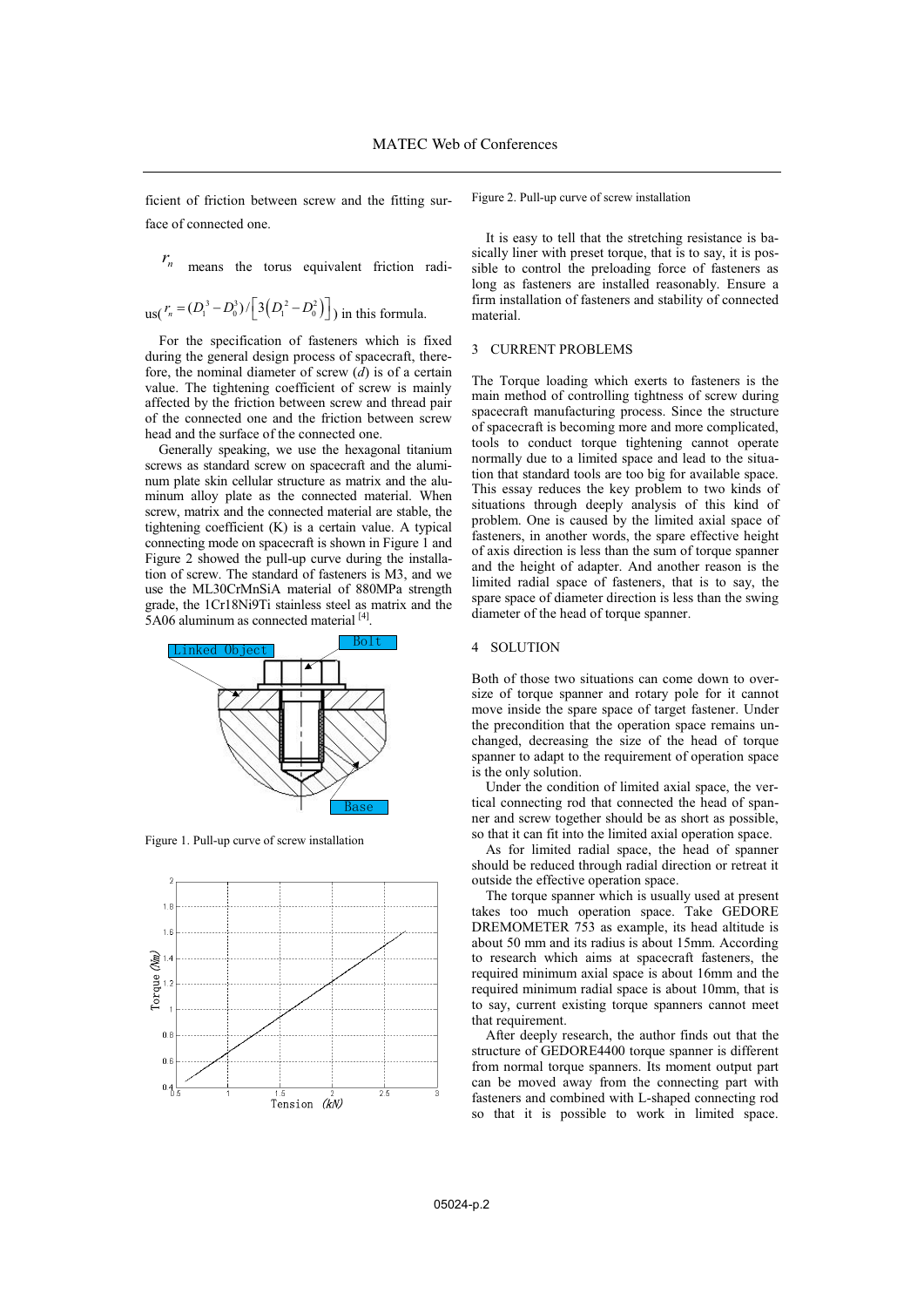ficient of friction between screw and the fitting surface of connected one.

$r_n$ means the torus equivalent friction radius($r_n = (D_1^3 - D_0^3)/\left[3\left(D_1^2 - D_0^2\right)\right]$) in this formula.

For the specification of fasteners which is fixed during the general design process of spacecraft, therefore, the nominal diameter of screw ($d$) is of a certain value. The tightening coefficient of screw is mainly affected by the friction between screw and thread pair of the connected one and the friction between screw head and the surface of the connected one.

Generally speaking, we use the hexagonal titanium screws as standard screw on spacecraft and the aluminum plate skin cellular structure as matrix and the aluminum alloy plate as the connected material. When screw, matrix and the connected material are stable, the tightening coefficient (K) is a certain value. A typical connecting mode on spacecraft is shown in Figure 1 and Figure 2 showed the pull-up curve during the installation of screw. The standard of fasteners is M3, and we use the ML30CrMnSiA material of 880MPa strength grade, the 1Cr18Ni9Ti stainless steel as matrix and the 5A06 aluminum as connected material [4].

Linked Object
Bolt
Base

Figure 1. Pull-up curve of screw installation

Torque (Nm)
Tension (kN)
0.4
0.6
0.8
1
1.2
1.4
1.6
1.8
2
0.5
1
1.5
2
2.5
3

Figure 2. Pull-up curve of screw installation

It is easy to tell that the stretching resistance is basically liner with preset torque, that is to say, it is possible to control the preloading force of fasteners as long as fasteners are installed reasonably. Ensure a firm installation of fasteners and stability of connected material.

## 3 CURRENT PROBLEMS

The Torque loading which exerts to fasteners is the main method of controlling tightness of screw during spacecraft manufacturing process. Since the structure of spacecraft is becoming more and more complicated, tools to conduct torque tightening cannot operate normally due to a limited space and lead to the situation that standard tools are too big for available space. This essay reduces the key problem to two kinds of situations through deeply analysis of this kind of problem. One is caused by the limited axial space of fasteners, in another words, the spare effective height of axis direction is less than the sum of torque spanner and the height of adapter. And another reason is the limited radial space of fasteners, that is to say, the spare space of diameter direction is less than the swing diameter of the head of torque spanner.

## 4 SOLUTION

Both of those two situations can come down to oversize of torque spanner and rotary pole for it cannot move inside the spare space of target fastener. Under the precondition that the operation space remains unchanged, decreasing the size of the head of torque spanner to adapt to the requirement of operation space is the only solution.

Under the condition of limited axial space, the vertical connecting rod that connected the head of spanner and screw together should be as short as possible, so that it can fit into the limited axial operation space.

As for limited radial space, the head of spanner should be reduced through radial direction or retreat it outside the effective operation space.

The torque spanner which is usually used at present takes too much operation space. Take GEDORE DREMOMETER 753 as example, its head altitude is about 50 mm and its radius is about 15mm. According to research which aims at spacecraft fasteners, the required minimum axial space is about 16mm and the required minimum radial space is about 10mm, that is to say, current existing torque spanners cannot meet that requirement.

After deeply research, the author finds out that the structure of GEDORE4400 torque spanner is different from normal torque spanners. Its moment output part can be moved away from the connecting part with fasteners and combined with L-shaped connecting rod so that it is possible to work in limited space.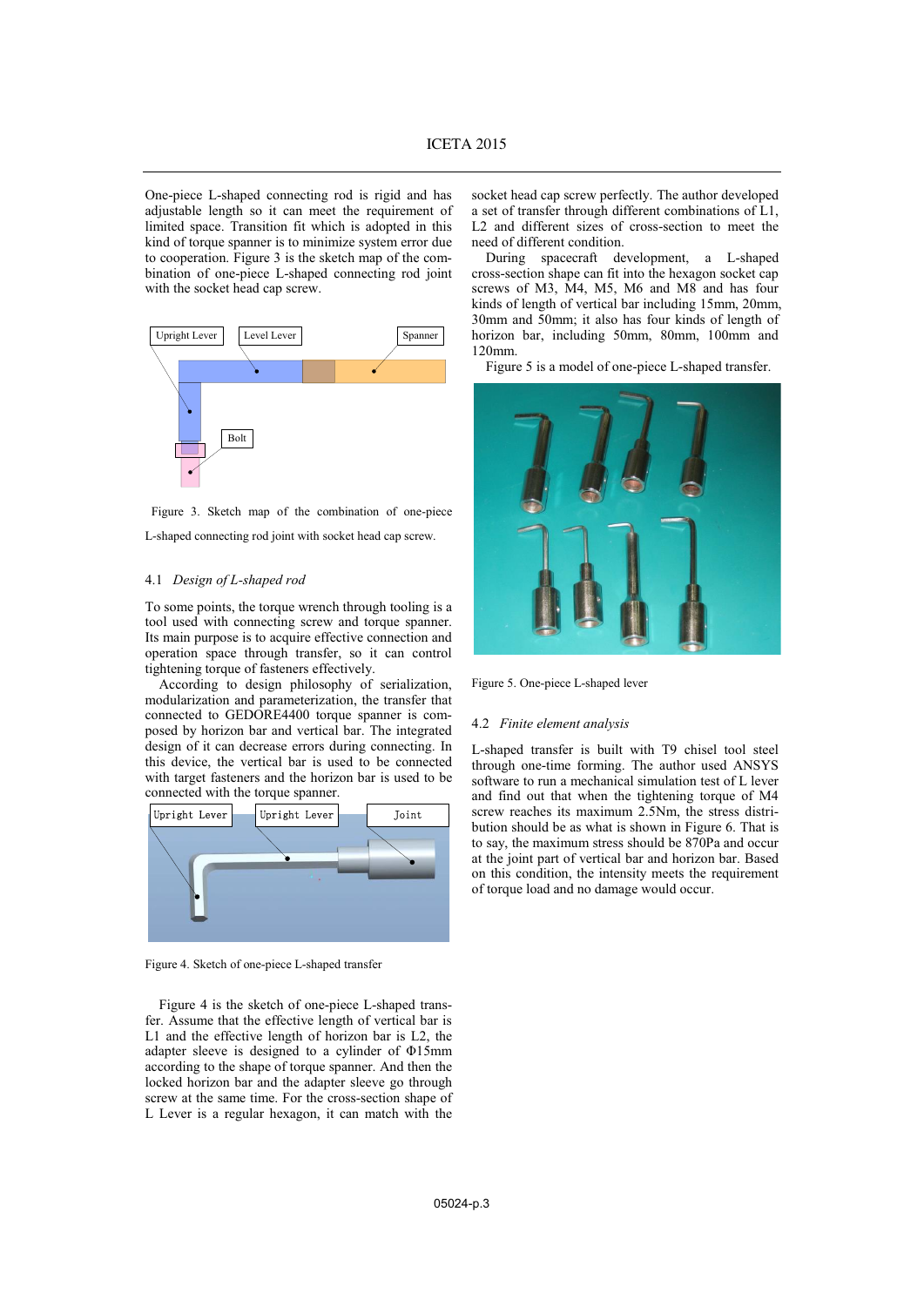One-piece L-shaped connecting rod is rigid and has adjustable length so it can meet the requirement of limited space. Transition fit which is adopted in this kind of torque spanner is to minimize system error due to cooperation. Figure 3 is the sketch map of the combination of one-piece L-shaped connecting rod joint with the socket head cap screw.

Figure 3. Sketch map of the combination of one-piece L-shaped connecting rod joint with socket head cap screw.

### 4.1 *Design of L-shaped rod*

To some points, the torque wrench through tooling is a tool used with connecting screw and torque spanner. Its main purpose is to acquire effective connection and operation space through transfer, so it can control tightening torque of fasteners effectively.

According to design philosophy of serialization, modularization and parameterization, the transfer that connected to GEDORE4400 torque spanner is composed by horizon bar and vertical bar. The integrated design of it can decrease errors during connecting. In this device, the vertical bar is used to be connected with target fasteners and the horizon bar is used to be connected with the torque spanner.

Figure 4. Sketch of one-piece L-shaped transfer

Figure 4 is the sketch of one-piece L-shaped transfer. Assume that the effective length of vertical bar is L1 and the effective length of horizon bar is L2, the adapter sleeve is designed to a cylinder of Φ15mm according to the shape of torque spanner. And then the locked horizon bar and the adapter sleeve go through screw at the same time. For the cross-section shape of L Lever is a regular hexagon, it can match with the socket head cap screw perfectly. The author developed a set of transfer through different combinations of L1, L2 and different sizes of cross-section to meet the need of different condition.

During spacecraft development, a L-shaped cross-section shape can fit into the hexagon socket cap screws of M3, M4, M5, M6 and M8 and has four kinds of length of vertical bar including 15mm, 20mm, 30mm and 50mm; it also has four kinds of length of horizon bar, including 50mm, 80mm, 100mm and 120mm.

Figure 5 is a model of one-piece L-shaped transfer.

Figure 5. One-piece L-shaped lever

### 4.2 *Finite element analysis*

L-shaped transfer is built with T9 chisel tool steel through one-time forming. The author used ANSYS software to run a mechanical simulation test of L lever and find out that when the tightening torque of M4 screw reaches its maximum 2.5Nm, the stress distribution should be as what is shown in Figure 6. That is to say, the maximum stress should be 870Pa and occur at the joint part of vertical bar and horizon bar. Based on this condition, the intensity meets the requirement of torque load and no damage would occur.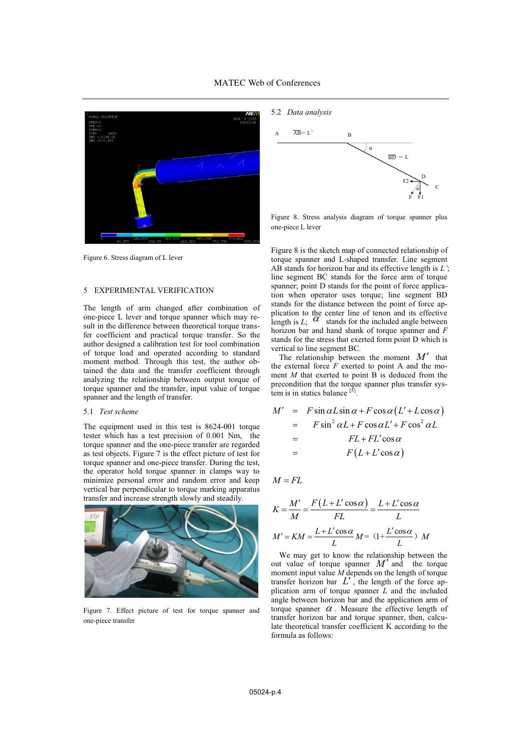Figure 6. Stress diagram of L lever

## 5 EXPERIMENTAL VERIFICATION

The length of arm changed after combination of one-piece L lever and torque spanner which may result in the difference between theoretical torque transfer coefficient and practical torque transfer. So the author designed a calibration test for tool combination of torque load and operated according to standard moment method. Through this test, the author obtained the data and the transfer coefficient through analyzing the relationship between output torque of torque spanner and the transfer, input value of torque spanner and the length of transfer.

### 5.1 *Test scheme*

The equipment used in this test is 8624-001 torque tester which has a test precision of 0.001 Nm, the torque spanner and the one-piece transfer are regarded as test objects. Figure 7 is the effect picture of test for torque spanner and one-piece transfer. During the test, the operator hold torque spanner in clamps way to minimize personal error and random error and keep vertical bar perpendicular to torque marking apparatus transfer and increase strength slowly and steadily.

Figure 7. Effect picture of test for torque spanner and one-piece transfer

### 5.2 *Data analysis*

Figure 8. Stress analysis diagram of torque spanner plus one-piece L lever

Figure 8 is the sketch map of connected relationship of torque spanner and L-shaped transfer. Line segment AB stands for horizon bar and its effective length is $L'$; line segment BC stands for the force arm of torque spanner; point D stands for the point of force application when operator uses torque; line segment BD stands for the distance between the point of force application to the center line of tenon and its effective length is $L$; $\alpha$ stands for the included angle between horizon bar and hand shank of torque spanner and $F$ stands for the stress that exerted form point D which is vertical to line segment BC.

The relationship between the moment $M'$ that the external force $F$ exerted to point A and the moment $M$ that exerted to point B is deduced from the precondition that the torque spanner plus transfer system is in statics balance [5].

$$
\begin{aligned}
M' &= F\sin\alpha L\sin\alpha + F\cos\alpha\left(L' + L\cos\alpha\right) \\
&= F\sin^2\alpha L + F\cos\alpha L' + F\cos^2\alpha L \\
&= FL + FL'\cos\alpha \\
&= F\left(L + L'\cos\alpha\right)
\end{aligned}
$$

$$M = FL$$

$$K = \frac{M'}{M} = \frac{F\left(L + L'\cos\alpha\right)}{FL} = \frac{L + L'\cos\alpha}{L}$$

$$M' = KM = \frac{L + L'\cos\alpha}{L}M = \left(1 + \frac{L'\cos\alpha}{L}\right)M$$

We may get to know the relationship between the out value of torque spanner $M'$ and the torque moment input value $M$ depends on the length of torque transfer horizon bar $L'$, the length of the force application arm of torque spanner $L$ and the included angle between horizon bar and the application arm of torque spanner $\alpha$. Measure the effective length of transfer horizon bar and torque spanner, then, calculate theoretical transfer coefficient K according to the formula as follows: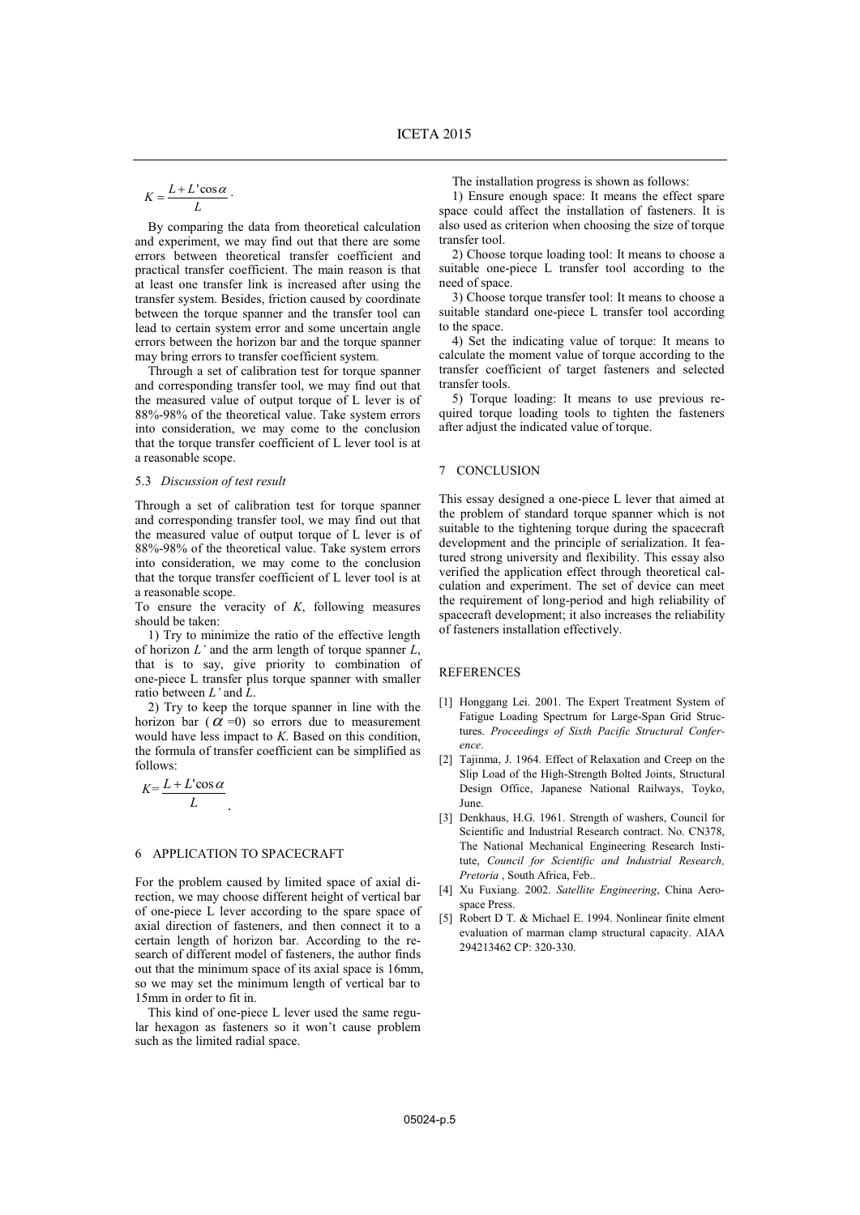$$K = \frac{L + L'\cos\alpha}{L}.$$

By comparing the data from theoretical calculation and experiment, we may find out that there are some errors between theoretical transfer coefficient and practical transfer coefficient. The main reason is that at least one transfer link is increased after using the transfer system. Besides, friction caused by coordinate between the torque spanner and the transfer tool can lead to certain system error and some uncertain angle errors between the horizon bar and the torque spanner may bring errors to transfer coefficient system.

Through a set of calibration test for torque spanner and corresponding transfer tool, we may find out that the measured value of output torque of L lever is of 88%-98% of the theoretical value. Take system errors into consideration, we may come to the conclusion that the torque transfer coefficient of L lever tool is at a reasonable scope.

### 5.3 *Discussion of test result*

Through a set of calibration test for torque spanner and corresponding transfer tool, we may find out that the measured value of output torque of L lever is of 88%-98% of the theoretical value. Take system errors into consideration, we may come to the conclusion that the torque transfer coefficient of L lever tool is at a reasonable scope.

To ensure the veracity of *K*, following measures should be taken:

1) Try to minimize the ratio of the effective length of horizon $L'$ and the arm length of torque spanner $L$, that is to say, give priority to combination of one-piece L transfer plus torque spanner with smaller ratio between $L'$ and $L$.

2) Try to keep the torque spanner in line with the horizon bar ($\alpha = 0$) so errors due to measurement would have less impact to *K*. Based on this condition, the formula of transfer coefficient can be simplified as follows:

$$K = \frac{L + L'\cos\alpha}{L}.$$

## 6 APPLICATION TO SPACECRAFT

For the problem caused by limited space of axial direction, we may choose different height of vertical bar of one-piece L lever according to the spare space of axial direction of fasteners, and then connect it to a certain length of horizon bar. According to the research of different model of fasteners, the author finds out that the minimum space of its axial space is 16mm, so we may set the minimum length of vertical bar to 15mm in order to fit in.

This kind of one-piece L lever used the same regular hexagon as fasteners so it won't cause problem such as the limited radial space.

The installation progress is shown as follows:

1) Ensure enough space: It means the effect spare space could affect the installation of fasteners. It is also used as criterion when choosing the size of torque transfer tool.

2) Choose torque loading tool: It means to choose a suitable one-piece L transfer tool according to the need of space.

3) Choose torque transfer tool: It means to choose a suitable standard one-piece L transfer tool according to the space.

4) Set the indicating value of torque: It means to calculate the moment value of torque according to the transfer coefficient of target fasteners and selected transfer tools.

5) Torque loading: It means to use previous required torque loading tools to tighten the fasteners after adjust the indicated value of torque.

## 7 CONCLUSION

This essay designed a one-piece L lever that aimed at the problem of standard torque spanner which is not suitable to the tightening torque during the spacecraft development and the principle of serialization. It featured strong university and flexibility. This essay also verified the application effect through theoretical calculation and experiment. The set of device can meet the requirement of long-period and high reliability of spacecraft development; it also increases the reliability of fasteners installation effectively.

## REFERENCES

[1] Honggang Lei. 2001. The Expert Treatment System of Fatigue Loading Spectrum for Large-Span Grid Structures. *Proceedings of Sixth Pacific Structural Conference*.

[2] Tajinma, J. 1964. Effect of Relaxation and Creep on the Slip Load of the High-Strength Bolted Joints, Structural Design Office, Japanese National Railways, Toyko, June.

[3] Denkhaus, H.G. 1961. Strength of washers, Council for Scientific and Industrial Research contract. No. CN378, The National Mechanical Engineering Research Institute, *Council for Scientific and Industrial Research, Pretoria*, South Africa, Feb..

[4] Xu Fuxiang. 2002. *Satellite Engineering*, China Aerospace Press.

[5] Robert D T. & Michael E. 1994. Nonlinear finite elment evaluation of marman clamp structural capacity. AIAA 294213462 CP: 320-330.